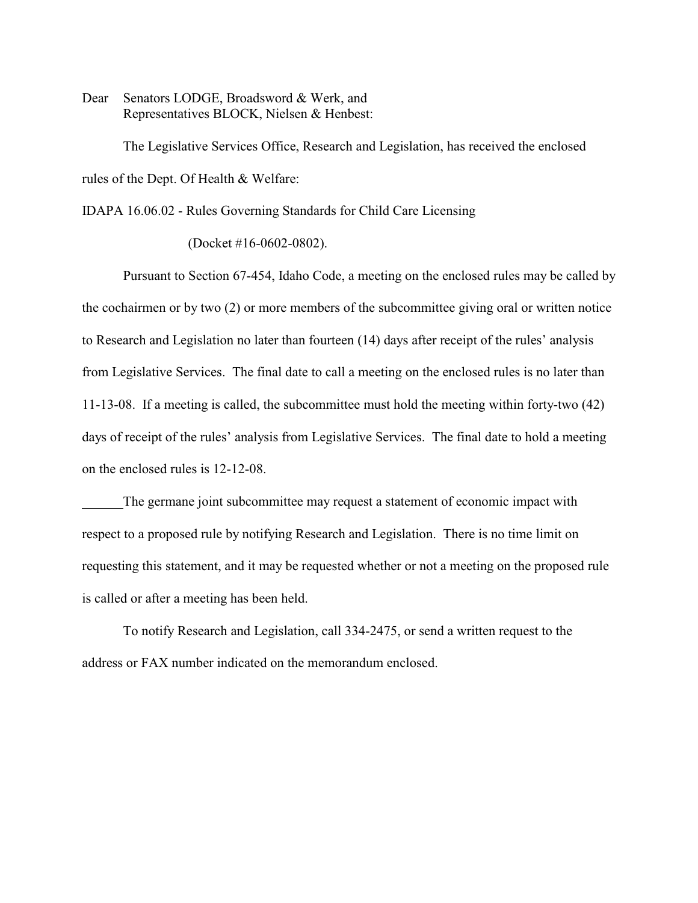Dear Senators LODGE, Broadsword & Werk, and
Representatives BLOCK, Nielsen & Henbest:

The Legislative Services Office, Research and Legislation, has received the enclosed rules of the Dept. Of Health & Welfare:

IDAPA 16.06.02 - Rules Governing Standards for Child Care Licensing

(Docket #16-0602-0802).

Pursuant to Section 67-454, Idaho Code, a meeting on the enclosed rules may be called by the cochairmen or by two (2) or more members of the subcommittee giving oral or written notice to Research and Legislation no later than fourteen (14) days after receipt of the rules' analysis from Legislative Services. The final date to call a meeting on the enclosed rules is no later than 11-13-08. If a meeting is called, the subcommittee must hold the meeting within forty-two (42) days of receipt of the rules' analysis from Legislative Services. The final date to hold a meeting on the enclosed rules is 12-12-08.

______The germane joint subcommittee may request a statement of economic impact with respect to a proposed rule by notifying Research and Legislation. There is no time limit on requesting this statement, and it may be requested whether or not a meeting on the proposed rule is called or after a meeting has been held.

To notify Research and Legislation, call 334-2475, or send a written request to the address or FAX number indicated on the memorandum enclosed.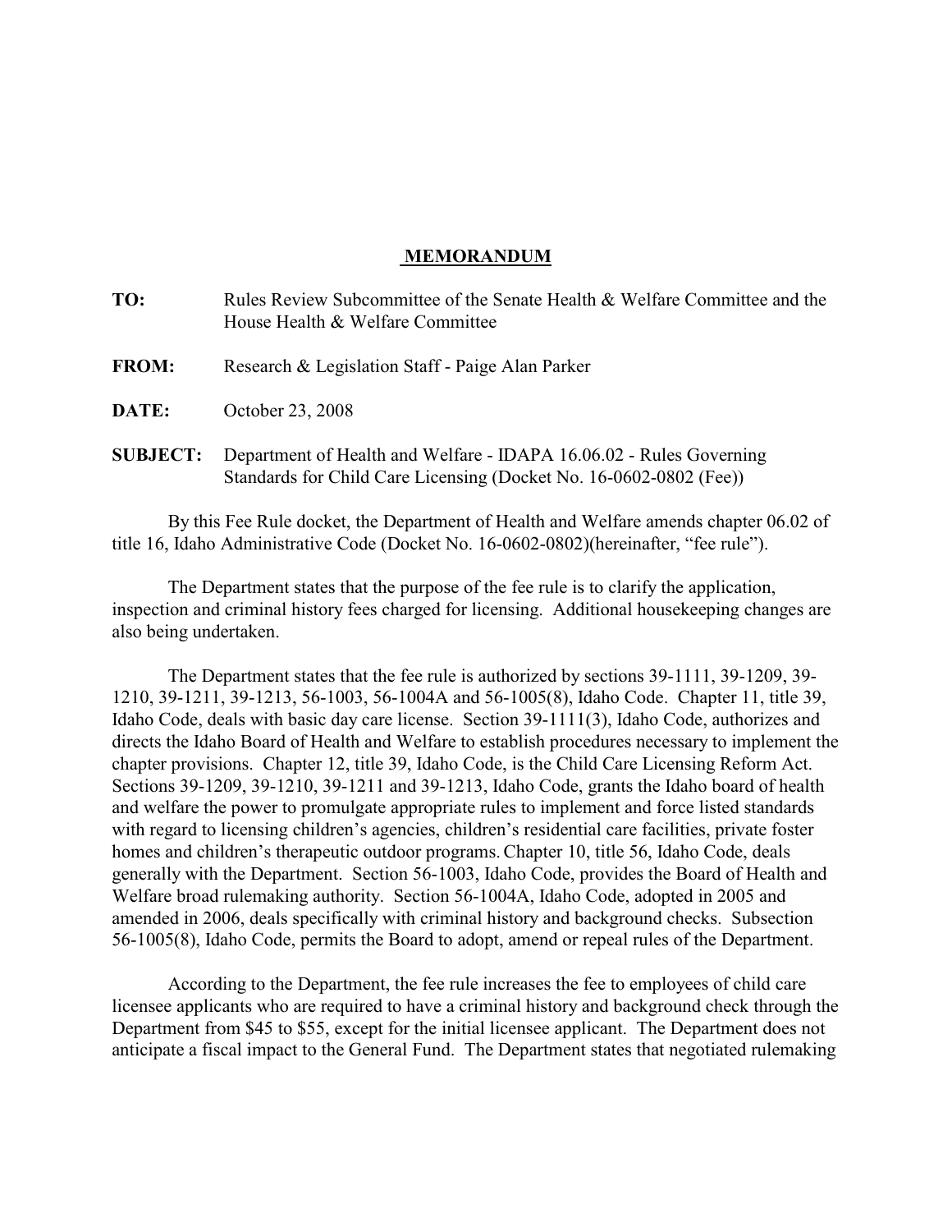**MEMORANDUM**

**TO:** Rules Review Subcommittee of the Senate Health & Welfare Committee and the House Health & Welfare Committee

**FROM:** Research & Legislation Staff - Paige Alan Parker

**DATE:** October 23, 2008

**SUBJECT:** Department of Health and Welfare - IDAPA 16.06.02 - Rules Governing Standards for Child Care Licensing (Docket No. 16-0602-0802 (Fee))

By this Fee Rule docket, the Department of Health and Welfare amends chapter 06.02 of title 16, Idaho Administrative Code (Docket No. 16-0602-0802)(hereinafter, "fee rule").

The Department states that the purpose of the fee rule is to clarify the application, inspection and criminal history fees charged for licensing. Additional housekeeping changes are also being undertaken.

The Department states that the fee rule is authorized by sections 39-1111, 39-1209, 39-1210, 39-1211, 39-1213, 56-1003, 56-1004A and 56-1005(8), Idaho Code. Chapter 11, title 39, Idaho Code, deals with basic day care license. Section 39-1111(3), Idaho Code, authorizes and directs the Idaho Board of Health and Welfare to establish procedures necessary to implement the chapter provisions. Chapter 12, title 39, Idaho Code, is the Child Care Licensing Reform Act. Sections 39-1209, 39-1210, 39-1211 and 39-1213, Idaho Code, grants the Idaho board of health and welfare the power to promulgate appropriate rules to implement and force listed standards with regard to licensing children's agencies, children's residential care facilities, private foster homes and children's therapeutic outdoor programs. Chapter 10, title 56, Idaho Code, deals generally with the Department. Section 56-1003, Idaho Code, provides the Board of Health and Welfare broad rulemaking authority. Section 56-1004A, Idaho Code, adopted in 2005 and amended in 2006, deals specifically with criminal history and background checks. Subsection 56-1005(8), Idaho Code, permits the Board to adopt, amend or repeal rules of the Department.

According to the Department, the fee rule increases the fee to employees of child care licensee applicants who are required to have a criminal history and background check through the Department from $45 to $55, except for the initial licensee applicant. The Department does not anticipate a fiscal impact to the General Fund. The Department states that negotiated rulemaking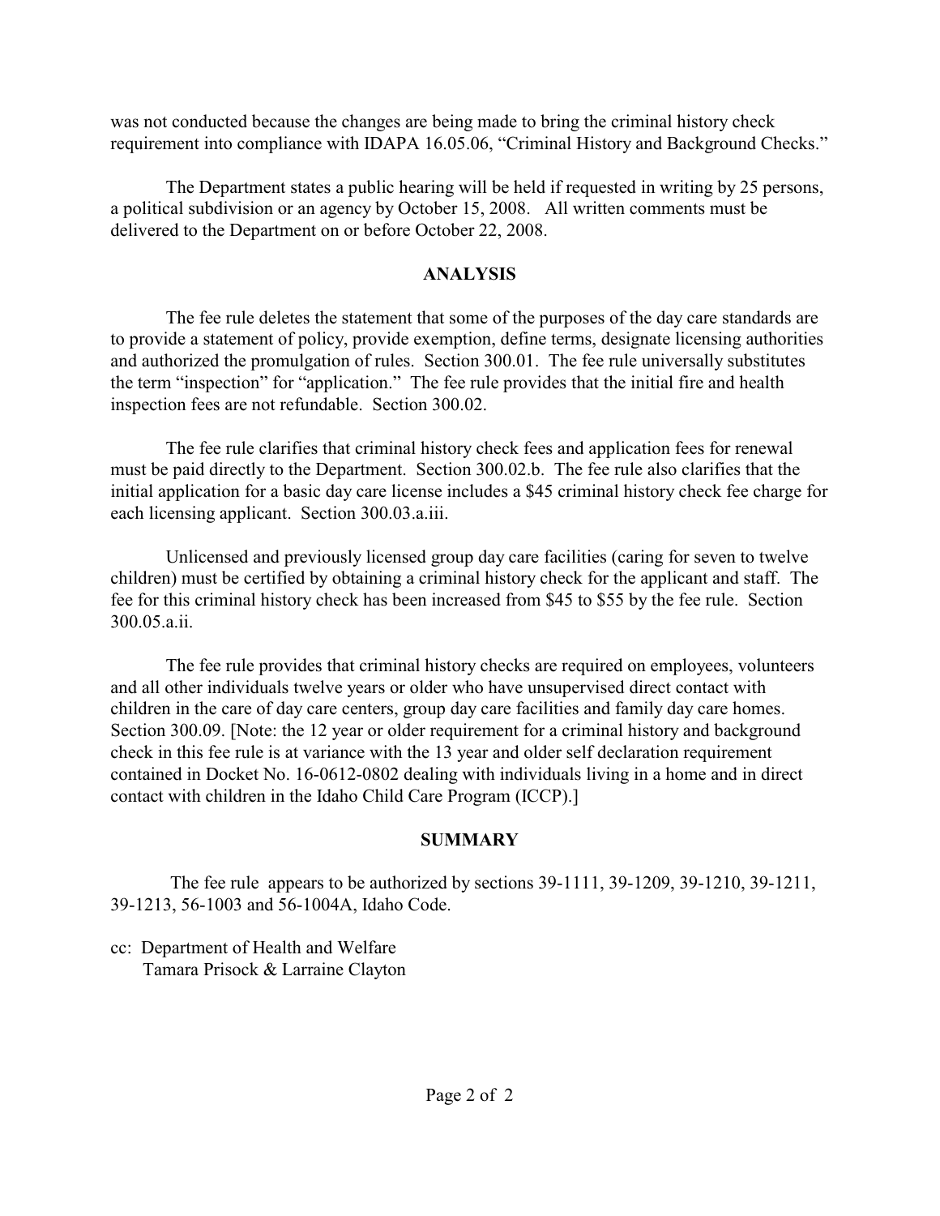was not conducted because the changes are being made to bring the criminal history check requirement into compliance with IDAPA 16.05.06, "Criminal History and Background Checks."

The Department states a public hearing will be held if requested in writing by 25 persons, a political subdivision or an agency by October 15, 2008. All written comments must be delivered to the Department on or before October 22, 2008.

## ANALYSIS

The fee rule deletes the statement that some of the purposes of the day care standards are to provide a statement of policy, provide exemption, define terms, designate licensing authorities and authorized the promulgation of rules. Section 300.01. The fee rule universally substitutes the term "inspection" for "application." The fee rule provides that the initial fire and health inspection fees are not refundable. Section 300.02.

The fee rule clarifies that criminal history check fees and application fees for renewal must be paid directly to the Department. Section 300.02.b. The fee rule also clarifies that the initial application for a basic day care license includes a $45 criminal history check fee charge for each licensing applicant. Section 300.03.a.iii.

Unlicensed and previously licensed group day care facilities (caring for seven to twelve children) must be certified by obtaining a criminal history check for the applicant and staff. The fee for this criminal history check has been increased from $45 to $55 by the fee rule. Section 300.05.a.ii.

The fee rule provides that criminal history checks are required on employees, volunteers and all other individuals twelve years or older who have unsupervised direct contact with children in the care of day care centers, group day care facilities and family day care homes. Section 300.09. [Note: the 12 year or older requirement for a criminal history and background check in this fee rule is at variance with the 13 year and older self declaration requirement contained in Docket No. 16-0612-0802 dealing with individuals living in a home and in direct contact with children in the Idaho Child Care Program (ICCP).]

## SUMMARY

The fee rule appears to be authorized by sections 39-1111, 39-1209, 39-1210, 39-1211, 39-1213, 56-1003 and 56-1004A, Idaho Code.

cc: Department of Health and Welfare
Tamara Prisock & Larraine Clayton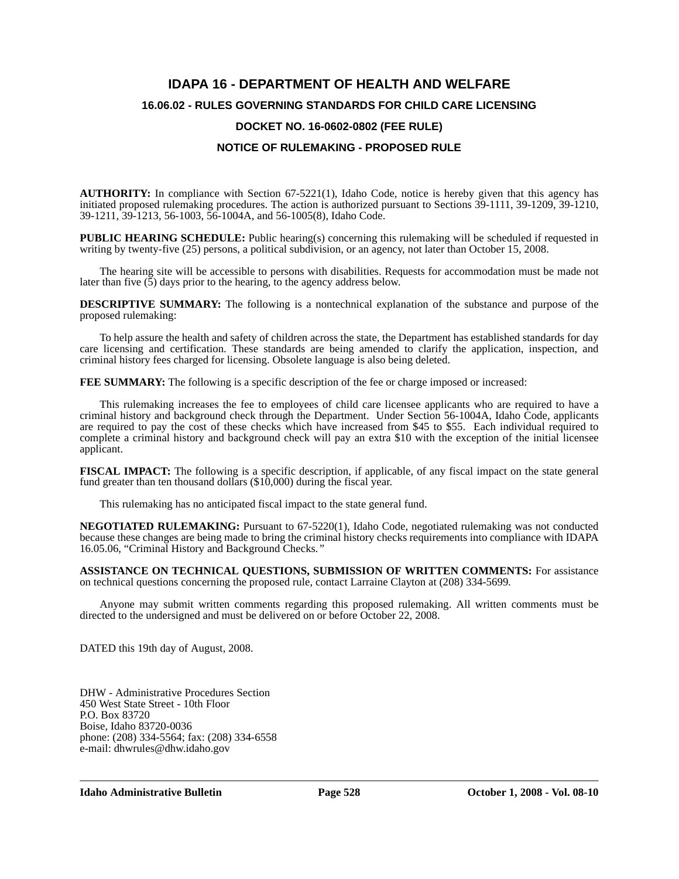# IDAPA 16 - DEPARTMENT OF HEALTH AND WELFARE

## 16.06.02 - RULES GOVERNING STANDARDS FOR CHILD CARE LICENSING

## DOCKET NO. 16-0602-0802 (FEE RULE)

## NOTICE OF RULEMAKING - PROPOSED RULE

**AUTHORITY:** In compliance with Section 67-5221(1), Idaho Code, notice is hereby given that this agency has initiated proposed rulemaking procedures. The action is authorized pursuant to Sections 39-1111, 39-1209, 39-1210, 39-1211, 39-1213, 56-1003, 56-1004A, and 56-1005(8), Idaho Code.

**PUBLIC HEARING SCHEDULE:** Public hearing(s) concerning this rulemaking will be scheduled if requested in writing by twenty-five (25) persons, a political subdivision, or an agency, not later than October 15, 2008.

The hearing site will be accessible to persons with disabilities. Requests for accommodation must be made not later than five (5) days prior to the hearing, to the agency address below.

**DESCRIPTIVE SUMMARY:** The following is a nontechnical explanation of the substance and purpose of the proposed rulemaking:

To help assure the health and safety of children across the state, the Department has established standards for day care licensing and certification. These standards are being amended to clarify the application, inspection, and criminal history fees charged for licensing. Obsolete language is also being deleted.

**FEE SUMMARY:** The following is a specific description of the fee or charge imposed or increased:

This rulemaking increases the fee to employees of child care licensee applicants who are required to have a criminal history and background check through the Department. Under Section 56-1004A, Idaho Code, applicants are required to pay the cost of these checks which have increased from $45 to $55. Each individual required to complete a criminal history and background check will pay an extra $10 with the exception of the initial licensee applicant.

**FISCAL IMPACT:** The following is a specific description, if applicable, of any fiscal impact on the state general fund greater than ten thousand dollars ($10,000) during the fiscal year.

This rulemaking has no anticipated fiscal impact to the state general fund.

**NEGOTIATED RULEMAKING:** Pursuant to 67-5220(1), Idaho Code, negotiated rulemaking was not conducted because these changes are being made to bring the criminal history checks requirements into compliance with IDAPA 16.05.06, "Criminal History and Background Checks*."*

**ASSISTANCE ON TECHNICAL QUESTIONS, SUBMISSION OF WRITTEN COMMENTS:** For assistance on technical questions concerning the proposed rule, contact Larraine Clayton at (208) 334-5699.

Anyone may submit written comments regarding this proposed rulemaking. All written comments must be directed to the undersigned and must be delivered on or before October 22, 2008.

DATED this 19th day of August, 2008.

DHW - Administrative Procedures Section
450 West State Street - 10th Floor
P.O. Box 83720
Boise, Idaho 83720-0036
phone: (208) 334-5564; fax: (208) 334-6558
e-mail: dhwrules@dhw.idaho.gov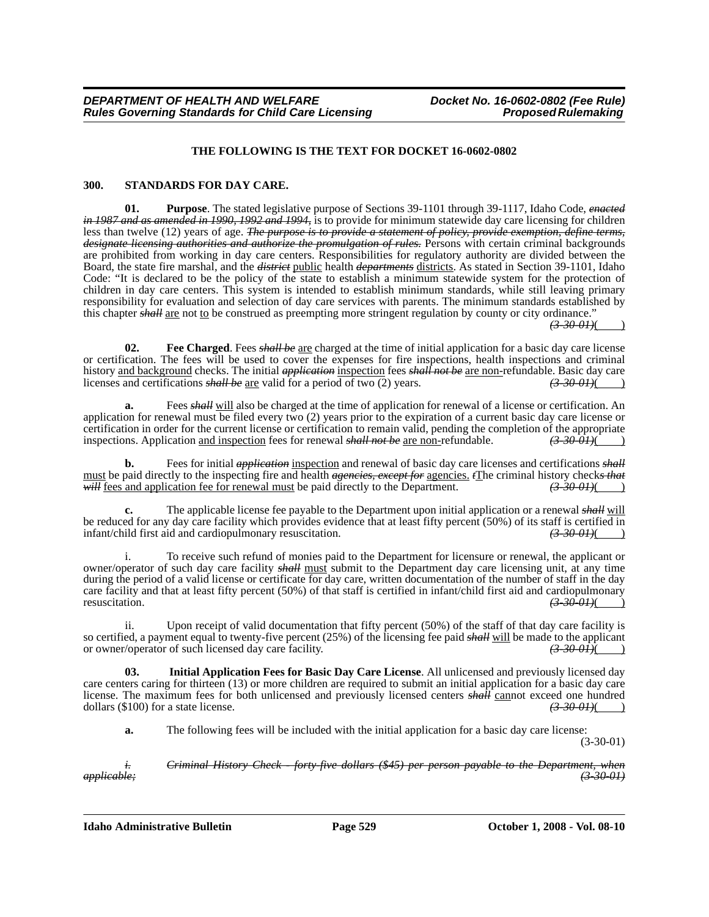**THE FOLLOWING IS THE TEXT FOR DOCKET 16-0602-0802**

**300. STANDARDS FOR DAY CARE.**

**01. Purpose**. The stated legislative purpose of Sections 39-1101 through 39-1117, Idaho Code, ~~*enacted in 1987 and as amended in 1990, 1992 and 1994,*~~ is to provide for minimum statewide day care licensing for children less than twelve (12) years of age. ~~*The purpose is to provide a statement of policy, provide exemption, define terms, designate licensing authorities and authorize the promulgation of rules.*~~ Persons with certain criminal backgrounds are prohibited from working in day care centers. Responsibilities for regulatory authority are divided between the Board, the state fire marshal, and the ~~*district*~~ public health ~~*departments*~~ districts. As stated in Section 39-1101, Idaho Code: "It is declared to be the policy of the state to establish a minimum statewide system for the protection of children in day care centers. This system is intended to establish minimum standards, while still leaving primary responsibility for evaluation and selection of day care services with parents. The minimum standards established by this chapter ~~*shall*~~ are not to be construed as preempting more stringent regulation by county or city ordinance." ~~*(3-30-01)*~~(    )

**02. Fee Charged**. Fees ~~*shall be*~~ are charged at the time of initial application for a basic day care license or certification. The fees will be used to cover the expenses for fire inspections, health inspections and criminal history and background checks. The initial ~~*application*~~ inspection fees ~~*shall not be*~~ are non-refundable. Basic day care licenses and certifications ~~*shall be*~~ are valid for a period of two (2) years. ~~*(3-30-01)*~~(    )

**a.** Fees ~~*shall*~~ will also be charged at the time of application for renewal of a license or certification. An application for renewal must be filed every two (2) years prior to the expiration of a current basic day care license or certification in order for the current license or certification to remain valid, pending the completion of the appropriate inspections. Application and inspection fees for renewal ~~*shall not be*~~ are non-refundable. ~~*(3-30-01)*~~(    )

**b.** Fees for initial ~~*application*~~ inspection and renewal of basic day care licenses and certifications ~~*shall*~~ must be paid directly to the inspecting fire and health ~~*agencies, except for*~~ agencies. ~~*t*~~The criminal history check~~*s that will*~~ fees and application fee for renewal must be paid directly to the Department. ~~*(3-30-01)*~~(    )

**c.** The applicable license fee payable to the Department upon initial application or a renewal ~~*shall*~~ will be reduced for any day care facility which provides evidence that at least fifty percent (50%) of its staff is certified in infant/child first aid and cardiopulmonary resuscitation. ~~*(3-30-01)*~~(    )

i. To receive such refund of monies paid to the Department for licensure or renewal, the applicant or owner/operator of such day care facility ~~*shall*~~ must submit to the Department day care licensing unit, at any time during the period of a valid license or certificate for day care, written documentation of the number of staff in the day care facility and that at least fifty percent (50%) of that staff is certified in infant/child first aid and cardiopulmonary resuscitation. ~~*(3-30-01)*~~(    )

ii. Upon receipt of valid documentation that fifty percent (50%) of the staff of that day care facility is so certified, a payment equal to twenty-five percent (25%) of the licensing fee paid ~~*shall*~~ will be made to the applicant or owner/operator of such licensed day care facility. ~~*(3-30-01)*~~(    )

**03. Initial Application Fees for Basic Day Care License**. All unlicensed and previously licensed day care centers caring for thirteen (13) or more children are required to submit an initial application for a basic day care license. The maximum fees for both unlicensed and previously licensed centers ~~*shall*~~ cannot exceed one hundred dollars ($100) for a state license. ~~*(3-30-01)*~~(    )

**a.** The following fees will be included with the initial application for a basic day care license: (3-30-01)

~~*i. Criminal History Check - forty-five dollars ($45) per person payable to the Department, when applicable; (3-30-01)*~~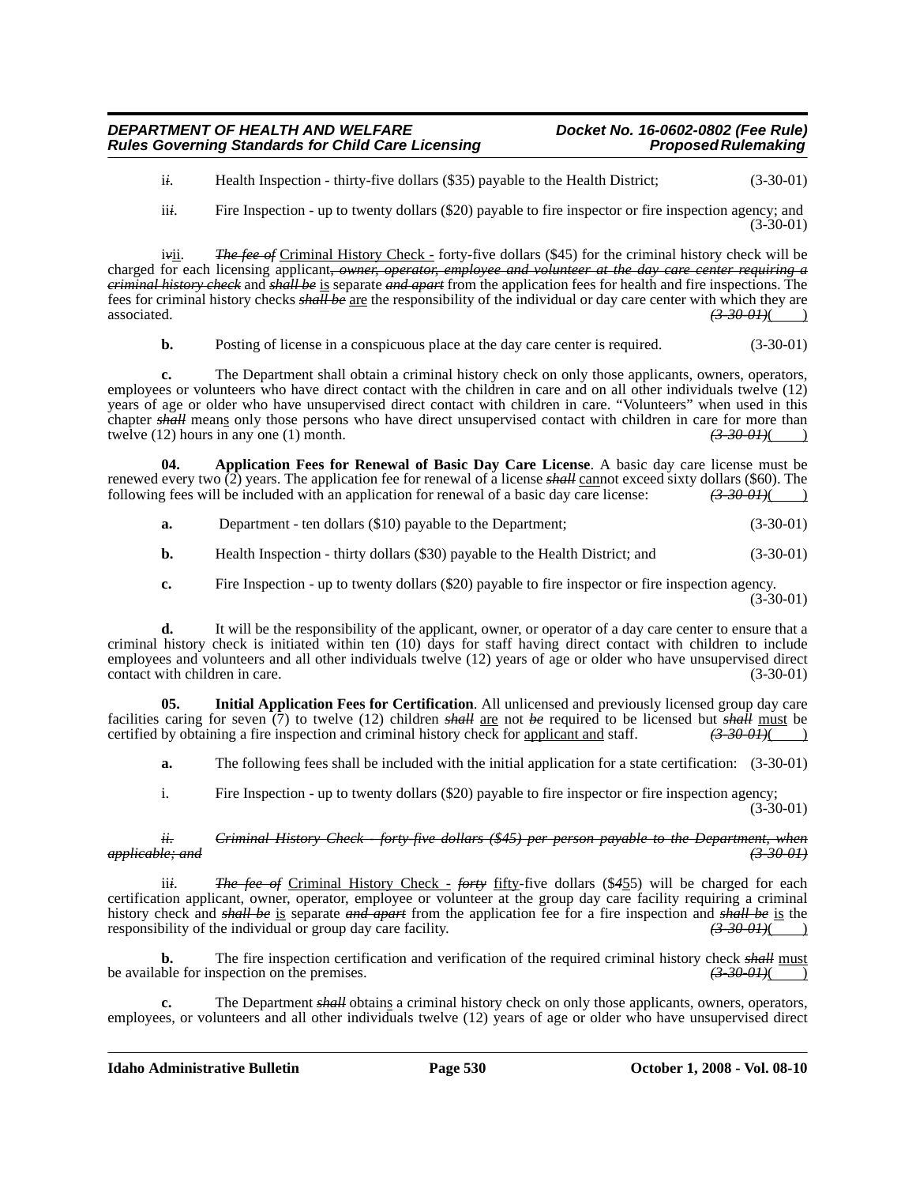i*i*. Health Inspection - thirty-five dollars ($35) payable to the Health District; (3-30-01)

ii*i*. Fire Inspection - up to twenty dollars ($20) payable to fire inspector or fire inspection agency; and (3-30-01)

i*v*ii. ~~*The fee of*~~ Criminal History Check - forty-five dollars ($45) for the criminal history check will be charged for each licensing applicant~~*, owner, operator, employee and volunteer at the day care center requiring a criminal history check*~~ and ~~*shall be*~~ is separate ~~*and apart*~~ from the application fees for health and fire inspections. The fees for criminal history checks ~~*shall be*~~ are the responsibility of the individual or day care center with which they are associated. ~~*(3-30-01)*~~(    )

**b.** Posting of license in a conspicuous place at the day care center is required. (3-30-01)

**c.** The Department shall obtain a criminal history check on only those applicants, owners, operators, employees or volunteers who have direct contact with the children in care and on all other individuals twelve (12) years of age or older who have unsupervised direct contact with children in care. "Volunteers" when used in this chapter ~~*shall*~~ means only those persons who have direct unsupervised contact with children in care for more than twelve (12) hours in any one (1) month. ~~*(3-30-01)*~~(    )

**04. Application Fees for Renewal of Basic Day Care License**. A basic day care license must be renewed every two (2) years. The application fee for renewal of a license ~~*shall*~~ cannot exceed sixty dollars ($60). The following fees will be included with an application for renewal of a basic day care license: ~~*(3-30-01)*~~(    )

**a.** Department - ten dollars ($10) payable to the Department; (3-30-01)

**b.** Health Inspection - thirty dollars ($30) payable to the Health District; and (3-30-01)

**c.** Fire Inspection - up to twenty dollars ($20) payable to fire inspector or fire inspection agency. (3-30-01)

**d.** It will be the responsibility of the applicant, owner, or operator of a day care center to ensure that a criminal history check is initiated within ten (10) days for staff having direct contact with children to include employees and volunteers and all other individuals twelve (12) years of age or older who have unsupervised direct contact with children in care. (3-30-01)

**05. Initial Application Fees for Certification**. All unlicensed and previously licensed group day care facilities caring for seven (7) to twelve (12) children ~~*shall*~~ are not ~~*be*~~ required to be licensed but ~~*shall*~~ must be certified by obtaining a fire inspection and criminal history check for applicant and staff. ~~*(3-30-01)*~~(    )

**a.** The following fees shall be included with the initial application for a state certification: (3-30-01)

i. Fire Inspection - up to twenty dollars ($20) payable to fire inspector or fire inspection agency; (3-30-01)

~~*ii. Criminal History Check - forty-five dollars ($45) per person payable to the Department, when applicable; and (3-30-01)*~~

ii*i*. ~~*The fee of*~~ Criminal History Check - ~~*forty*~~ fifty-five dollars ($~~*4*~~55) will be charged for each certification applicant, owner, operator, employee or volunteer at the group day care facility requiring a criminal history check and ~~*shall be*~~ is separate ~~*and apart*~~ from the application fee for a fire inspection and ~~*shall be*~~ is the responsibility of the individual or group day care facility. ~~*(3-30-01)*~~(    )

**b.** The fire inspection certification and verification of the required criminal history check ~~*shall*~~ must be available for inspection on the premises. ~~*(3-30-01)*~~(    )

**c.** The Department ~~*shall*~~ obtains a criminal history check on only those applicants, owners, operators, employees, or volunteers and all other individuals twelve (12) years of age or older who have unsupervised direct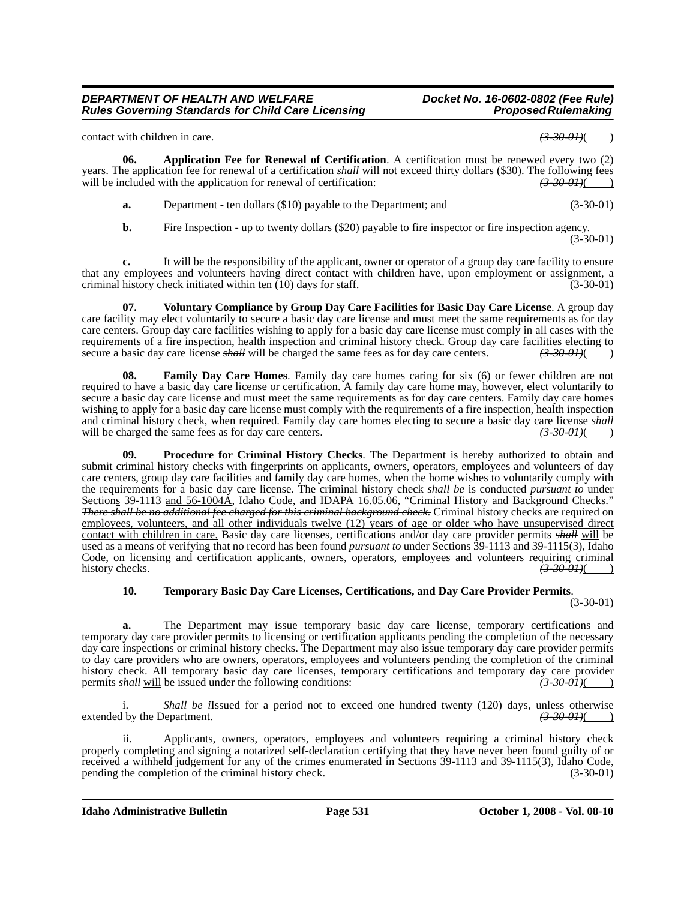contact with children in care. ~~(3-30-01)~~( )

**06. Application Fee for Renewal of Certification**. A certification must be renewed every two (2) years. The application fee for renewal of a certification ~~*shall*~~ will not exceed thirty dollars ($30). The following fees will be included with the application for renewal of certification: ~~(3-30-01)~~( )

**a.** Department - ten dollars ($10) payable to the Department; and (3-30-01)

**b.** Fire Inspection - up to twenty dollars ($20) payable to fire inspector or fire inspection agency. (3-30-01)

**c.** It will be the responsibility of the applicant, owner or operator of a group day care facility to ensure that any employees and volunteers having direct contact with children have, upon employment or assignment, a criminal history check initiated within ten (10) days for staff. (3-30-01)

**07. Voluntary Compliance by Group Day Care Facilities for Basic Day Care License**. A group day care facility may elect voluntarily to secure a basic day care license and must meet the same requirements as for day care centers. Group day care facilities wishing to apply for a basic day care license must comply in all cases with the requirements of a fire inspection, health inspection and criminal history check. Group day care facilities electing to secure a basic day care license ~~*shall*~~ will be charged the same fees as for day care centers. ~~(3-30-01)~~( )

**08. Family Day Care Homes**. Family day care homes caring for six (6) or fewer children are not required to have a basic day care license or certification. A family day care home may, however, elect voluntarily to secure a basic day care license and must meet the same requirements as for day care centers. Family day care homes wishing to apply for a basic day care license must comply with the requirements of a fire inspection, health inspection and criminal history check, when required. Family day care homes electing to secure a basic day care license ~~*shall*~~ will be charged the same fees as for day care centers. ~~(3-30-01)~~( )

**09. Procedure for Criminal History Checks**. The Department is hereby authorized to obtain and submit criminal history checks with fingerprints on applicants, owners, operators, employees and volunteers of day care centers, group day care facilities and family day care homes, when the home wishes to voluntarily comply with the requirements for a basic day care license. The criminal history check ~~*shall be*~~ is conducted ~~*pursuant to*~~ under Sections 39-1113 and 56-1004A, Idaho Code, and IDAPA 16.05.06, "Criminal History and Background Checks." ~~*There shall be no additional fee charged for this criminal background check.*~~ Criminal history checks are required on employees, volunteers, and all other individuals twelve (12) years of age or older who have unsupervised direct contact with children in care. Basic day care licenses, certifications and/or day care provider permits ~~*shall*~~ will be used as a means of verifying that no record has been found ~~*pursuant to*~~ under Sections 39-1113 and 39-1115(3), Idaho Code, on licensing and certification applicants, owners, operators, employees and volunteers requiring criminal history checks. ~~(3-30-01)~~( )

**10. Temporary Basic Day Care Licenses, Certifications, and Day Care Provider Permits**. (3-30-01)

**a.** The Department may issue temporary basic day care license, temporary certifications and temporary day care provider permits to licensing or certification applicants pending the completion of the necessary day care inspections or criminal history checks. The Department may also issue temporary day care provider permits to day care providers who are owners, operators, employees and volunteers pending the completion of the criminal history check. All temporary basic day care licenses, temporary certifications and temporary day care provider permits ~~*shall*~~ will be issued under the following conditions: ~~(3-30-01)~~( )

i. ~~*Shall be i*~~Issued for a period not to exceed one hundred twenty (120) days, unless otherwise extended by the Department. ~~(3-30-01)~~( )

ii. Applicants, owners, operators, employees and volunteers requiring a criminal history check properly completing and signing a notarized self-declaration certifying that they have never been found guilty of or received a withheld judgement for any of the crimes enumerated in Sections 39-1113 and 39-1115(3), Idaho Code, pending the completion of the criminal history check. (3-30-01)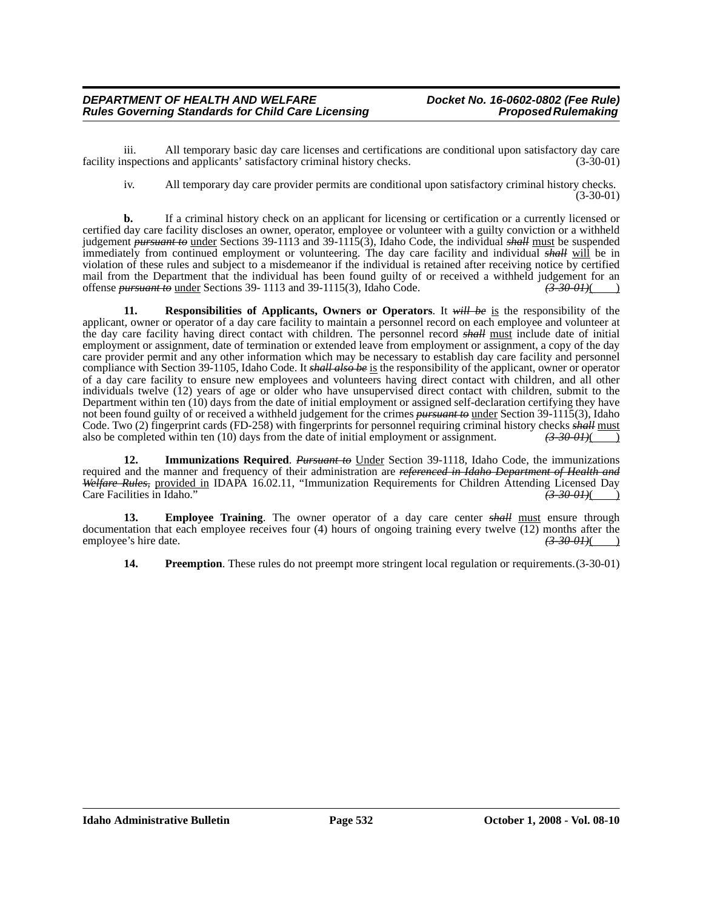iii. All temporary basic day care licenses and certifications are conditional upon satisfactory day care facility inspections and applicants' satisfactory criminal history checks. (3-30-01)

iv. All temporary day care provider permits are conditional upon satisfactory criminal history checks. (3-30-01)

**b.** If a criminal history check on an applicant for licensing or certification or a currently licensed or certified day care facility discloses an owner, operator, employee or volunteer with a guilty conviction or a withheld judgement ~~*pursuant to*~~ under Sections 39-1113 and 39-1115(3), Idaho Code, the individual ~~*shall*~~ must be suspended immediately from continued employment or volunteering. The day care facility and individual ~~*shall*~~ will be in violation of these rules and subject to a misdemeanor if the individual is retained after receiving notice by certified mail from the Department that the individual has been found guilty of or received a withheld judgement for an offense ~~*pursuant to*~~ under Sections 39- 1113 and 39-1115(3), Idaho Code. ~~*(3-30-01)*~~( )

**11. Responsibilities of Applicants, Owners or Operators**. It ~~*will be*~~ is the responsibility of the applicant, owner or operator of a day care facility to maintain a personnel record on each employee and volunteer at the day care facility having direct contact with children. The personnel record ~~*shall*~~ must include date of initial employment or assignment, date of termination or extended leave from employment or assignment, a copy of the day care provider permit and any other information which may be necessary to establish day care facility and personnel compliance with Section 39-1105, Idaho Code. It ~~*shall also be*~~ is the responsibility of the applicant, owner or operator of a day care facility to ensure new employees and volunteers having direct contact with children, and all other individuals twelve (12) years of age or older who have unsupervised direct contact with children, submit to the Department within ten (10) days from the date of initial employment or assigned self-declaration certifying they have not been found guilty of or received a withheld judgement for the crimes ~~*pursuant to*~~ under Section 39-1115(3), Idaho Code. Two (2) fingerprint cards (FD-258) with fingerprints for personnel requiring criminal history checks ~~*shall*~~ must also be completed within ten (10) days from the date of initial employment or assignment. ~~*(3-30-01)*~~( )

**12. Immunizations Required**. ~~*Pursuant to*~~ Under Section 39-1118, Idaho Code, the immunizations required and the manner and frequency of their administration are ~~*referenced in Idaho Department of Health and Welfare Rules,*~~ provided in IDAPA 16.02.11, "Immunization Requirements for Children Attending Licensed Day Care Facilities in Idaho." ~~*(3-30-01)*~~( )

**13. Employee Training**. The owner operator of a day care center ~~*shall*~~ must ensure through documentation that each employee receives four (4) hours of ongoing training every twelve (12) months after the employee's hire date. ~~*(3-30-01)*~~( )

**14. Preemption**. These rules do not preempt more stringent local regulation or requirements. (3-30-01)